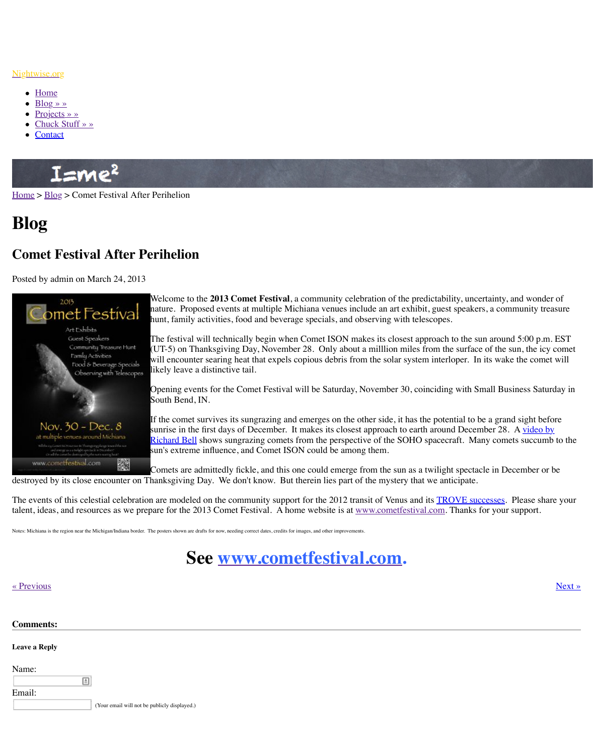Nightwise.org

- Home
- Blog » »
- Projects » »
- Chuck Stuff » »
- Contact

I=me²

Home > Blog > Comet Festival After Perihelion

# Blog

## Comet Festival After Perihelion

Posted by admin on March 24, 2013

Welcome to the **2013 Comet Festival**, a community celebration of the predictability, uncertainty, and wonder of nature. Proposed events at multiple Michiana venues include an art exhibit, guest speakers, a community treasure hunt, family activities, food and beverage specials, and observing with telescopes.

The festival will technically begin when Comet ISON makes its closest approach to the sun around 5:00 p.m. EST (UT-5) on Thanksgiving Day, November 28. Only about a milllion miles from the surface of the sun, the icy comet will encounter searing heat that expels copious debris from the solar system interloper. In its wake the comet will likely leave a distinctive tail.

Opening events for the Comet Festival will be Saturday, November 30, coinciding with Small Business Saturday in South Bend, IN.

If the comet survives its sungrazing and emerges on the other side, it has the potential to be a grand sight before sunrise in the first days of December. It makes its closest approach to earth around December 28. A video by Richard Bell shows sungrazing comets from the perspective of the SOHO spacecraft. Many comets succumb to the sun's extreme influence, and Comet ISON could be among them.

Comets are admittedly fickle, and this one could emerge from the sun as a twilight spectacle in December or be destroyed by its close encounter on Thanksgiving Day. We don't know. But therein lies part of the mystery that we anticipate.

The events of this celestial celebration are modeled on the community support for the 2012 transit of Venus and its TROVE successes. Please share your talent, ideas, and resources as we prepare for the 2013 Comet Festival. A home website is at www.cometfestival.com. Thanks for your support.

Notes: Michiana is the region near the Michigan/Indiana border. The posters shown are drafts for now, needing correct dates, credits for images, and other improvements.

## See www.cometfestival.com.

« Previous

Next »

**Comments:**

**Leave a Reply**

Name:

Email:

(Your email will not be publicly displayed.)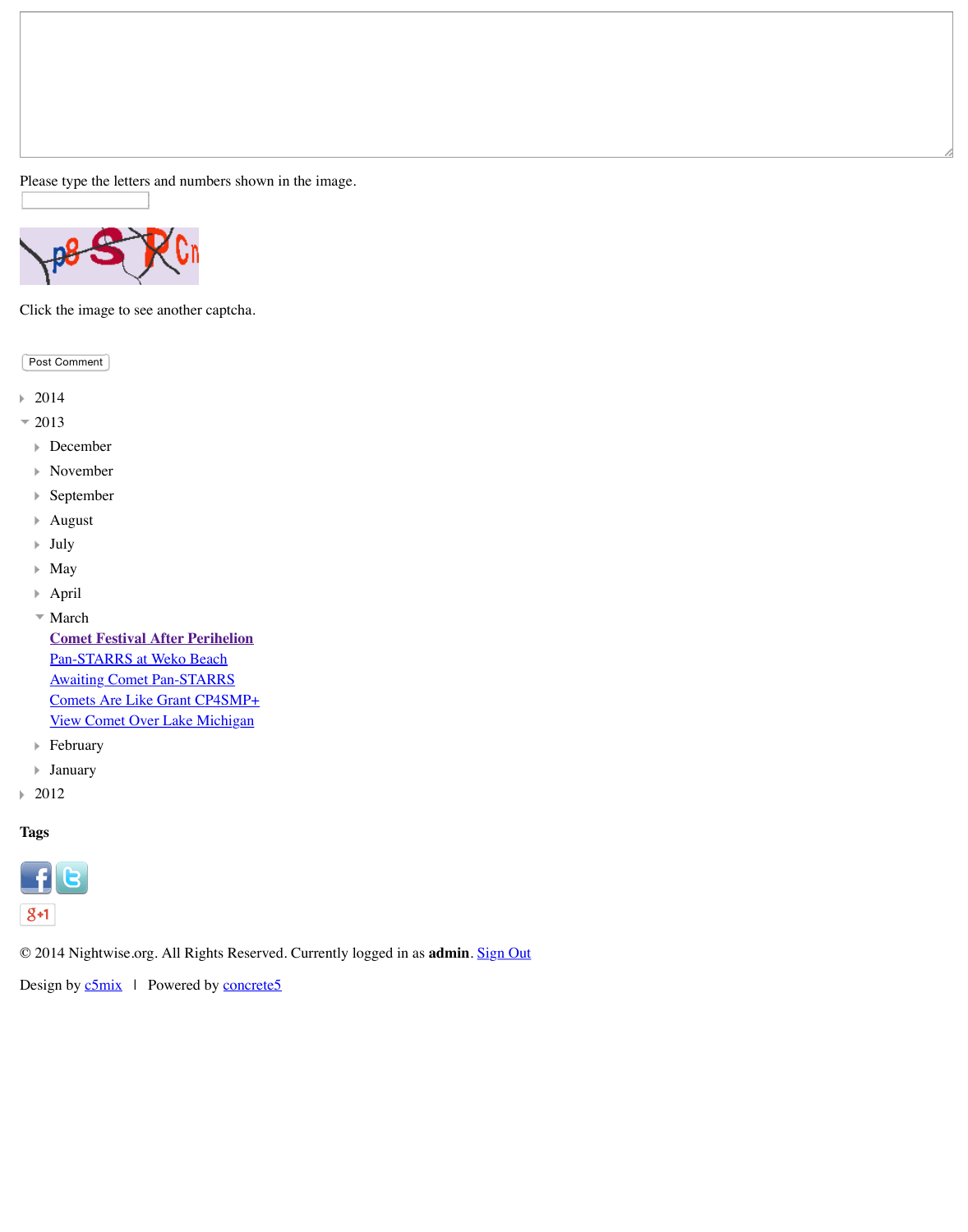Please type the letters and numbers shown in the image.

Click the image to see another captcha.

Post Comment

- 2014
- 2013
  - December
  - November
  - September
  - August
  - July
  - May
  - April
  - March
    - **Comet Festival After Perihelion**
    - Pan-STARRS at Weko Beach
    - Awaiting Comet Pan-STARRS
    - Comets Are Like Grant CP4SMP+
    - View Comet Over Lake Michigan
  - February
  - January
- 2012

### Tags

© 2014 Nightwise.org. All Rights Reserved. Currently logged in as **admin**. Sign Out

Design by c5mix | Powered by concrete5